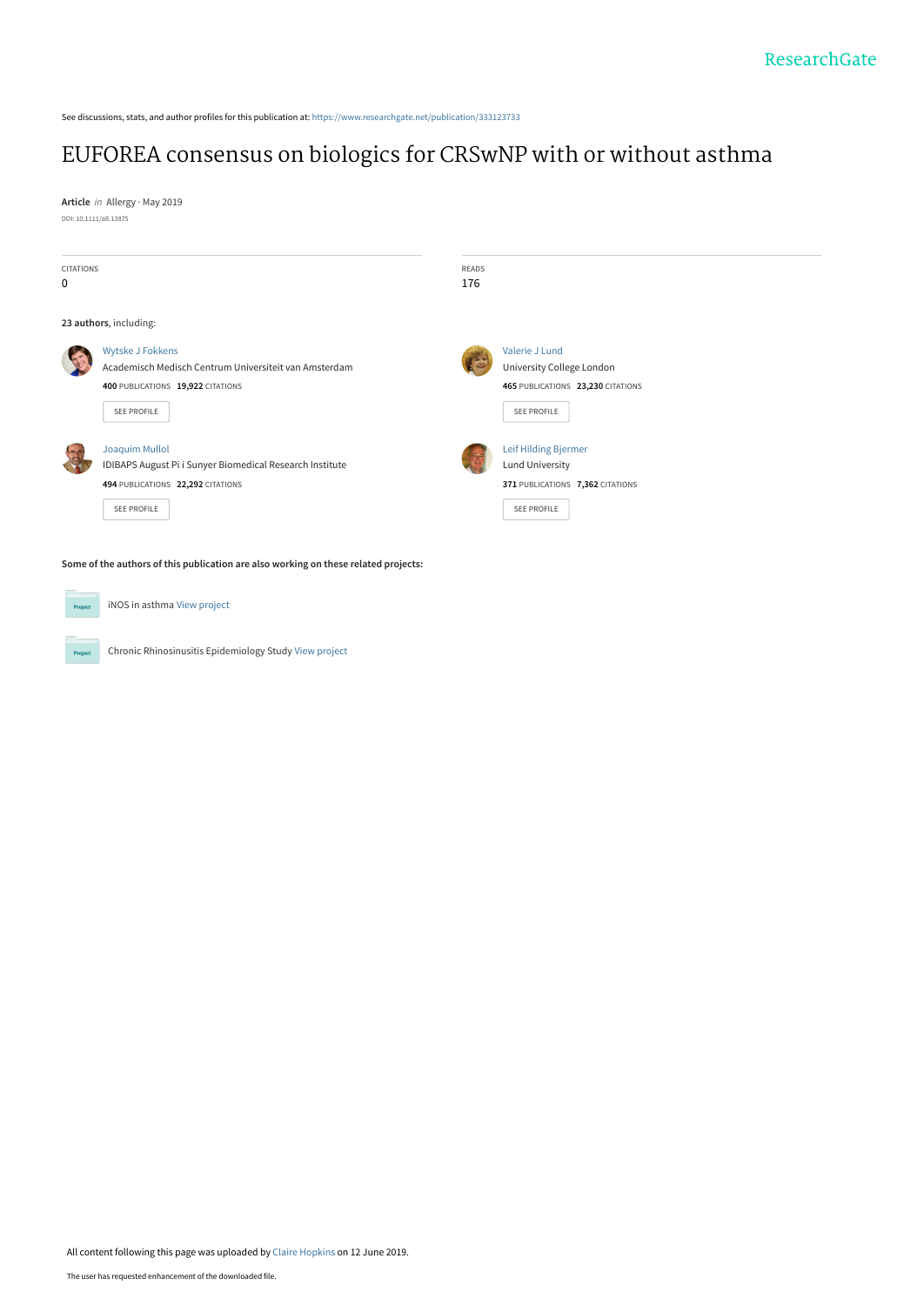See discussions, stats, and author profiles for this publication at: https://www.researchgate.net/publication/333123733

# EUFOREA consensus on biologics for CRSwNP with or without asthma

**Article** *in* Allergy · May 2019

DOI: 10.1111/all.13875

| CITATIONS | READS |
|---|---|
| 0 | 176 |

**23 authors**, including:

**Wytske J Fokkens**
Academisch Medisch Centrum Universiteit van Amsterdam
**400** PUBLICATIONS **19,922** CITATIONS
SEE PROFILE

**Valerie J Lund**
University College London
**465** PUBLICATIONS **23,230** CITATIONS
SEE PROFILE

**Joaquim Mullol**
IDIBAPS August Pi i Sunyer Biomedical Research Institute
**494** PUBLICATIONS **22,292** CITATIONS
SEE PROFILE

**Leif Hilding Bjermer**
Lund University
**371** PUBLICATIONS **7,362** CITATIONS
SEE PROFILE

**Some of the authors of this publication are also working on these related projects:**

iNOS in asthma View project

Chronic Rhinosinusitis Epidemiology Study View project

All content following this page was uploaded by Claire Hopkins on 12 June 2019.

The user has requested enhancement of the downloaded file.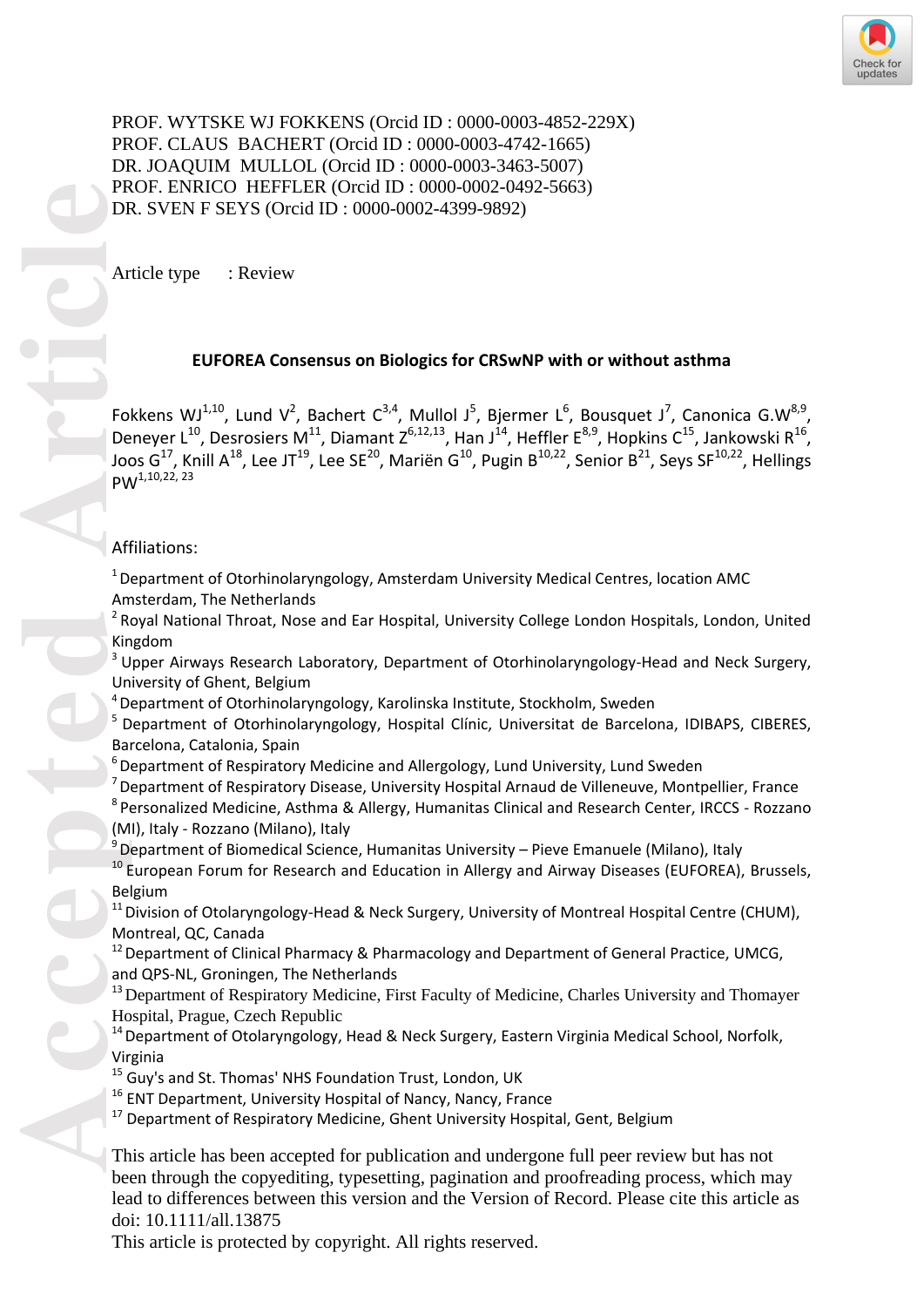PROF. WYTSKE WJ FOKKENS (Orcid ID : 0000-0003-4852-229X)
PROF. CLAUS BACHERT (Orcid ID : 0000-0003-4742-1665)
DR. JOAQUIM MULLOL (Orcid ID : 0000-0003-3463-5007)
PROF. ENRICO HEFFLER (Orcid ID : 0000-0002-0492-5663)
DR. SVEN F SEYS (Orcid ID : 0000-0002-4399-9892)

Article type : Review

**EUFOREA Consensus on Biologics for CRSwNP with or without asthma**

Fokkens WJ[1,10], Lund V[2], Bachert C[3,4], Mullol J[5], Bjermer L[6], Bousquet J[7], Canonica G.W[8,9], Deneyer L[10], Desrosiers M[11], Diamant Z[6,12,13], Han J[14], Heffler E[8,9], Hopkins C[15], Jankowski R[16], Joos G[17], Knill A[18], Lee JT[19], Lee SE[20], Mariën G[10], Pugin B[10,22], Senior B[21], Seys SF[10,22], Hellings PW[1,10,22, 23]

Affiliations:

[1] Department of Otorhinolaryngology, Amsterdam University Medical Centres, location AMC Amsterdam, The Netherlands
[2] Royal National Throat, Nose and Ear Hospital, University College London Hospitals, London, United Kingdom
[3] Upper Airways Research Laboratory, Department of Otorhinolaryngology-Head and Neck Surgery, University of Ghent, Belgium
[4] Department of Otorhinolaryngology, Karolinska Institute, Stockholm, Sweden
[5] Department of Otorhinolaryngology, Hospital Clínic, Universitat de Barcelona, IDIBAPS, CIBERES, Barcelona, Catalonia, Spain
[6] Department of Respiratory Medicine and Allergology, Lund University, Lund Sweden
[7] Department of Respiratory Disease, University Hospital Arnaud de Villeneuve, Montpellier, France
[8] Personalized Medicine, Asthma & Allergy, Humanitas Clinical and Research Center, IRCCS - Rozzano (MI), Italy - Rozzano (Milano), Italy
[9] Department of Biomedical Science, Humanitas University – Pieve Emanuele (Milano), Italy
[10] European Forum for Research and Education in Allergy and Airway Diseases (EUFOREA), Brussels, Belgium
[11] Division of Otolaryngology-Head & Neck Surgery, University of Montreal Hospital Centre (CHUM), Montreal, QC, Canada
[12] Department of Clinical Pharmacy & Pharmacology and Department of General Practice, UMCG, and QPS-NL, Groningen, The Netherlands
[13] Department of Respiratory Medicine, First Faculty of Medicine, Charles University and Thomayer Hospital, Prague, Czech Republic
[14] Department of Otolaryngology, Head & Neck Surgery, Eastern Virginia Medical School, Norfolk, Virginia
[15] Guy's and St. Thomas' NHS Foundation Trust, London, UK
[16] ENT Department, University Hospital of Nancy, Nancy, France
[17] Department of Respiratory Medicine, Ghent University Hospital, Gent, Belgium

This article has been accepted for publication and undergone full peer review but has not been through the copyediting, typesetting, pagination and proofreading process, which may lead to differences between this version and the Version of Record. Please cite this article as doi: 10.1111/all.13875
This article is protected by copyright. All rights reserved.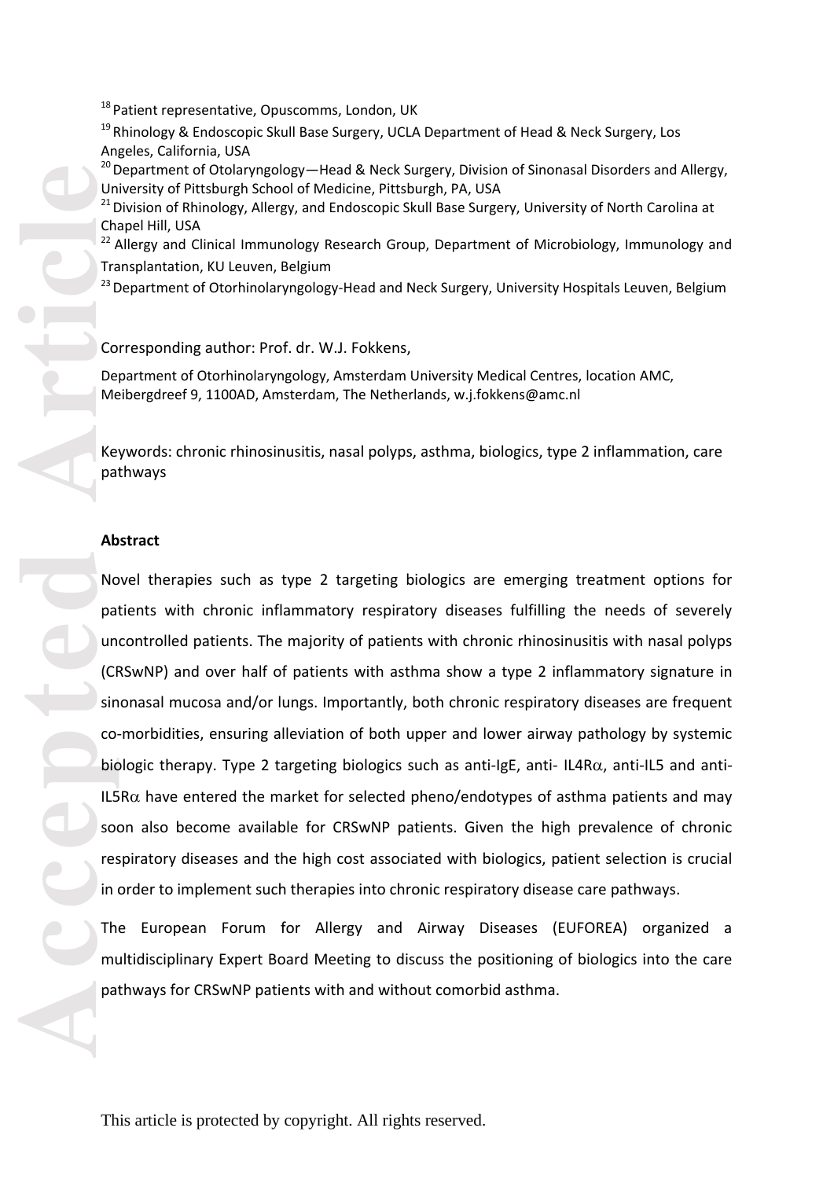[18] Patient representative, Opuscomms, London, UK

[19] Rhinology & Endoscopic Skull Base Surgery, UCLA Department of Head & Neck Surgery, Los Angeles, California, USA

[20] Department of Otolaryngology—Head & Neck Surgery, Division of Sinonasal Disorders and Allergy, University of Pittsburgh School of Medicine, Pittsburgh, PA, USA

[21] Division of Rhinology, Allergy, and Endoscopic Skull Base Surgery, University of North Carolina at Chapel Hill, USA

[22] Allergy and Clinical Immunology Research Group, Department of Microbiology, Immunology and Transplantation, KU Leuven, Belgium

[23] Department of Otorhinolaryngology-Head and Neck Surgery, University Hospitals Leuven, Belgium

Corresponding author: Prof. dr. W.J. Fokkens,

Department of Otorhinolaryngology, Amsterdam University Medical Centres, location AMC, Meibergdreef 9, 1100AD, Amsterdam, The Netherlands, w.j.fokkens@amc.nl

Keywords: chronic rhinosinusitis, nasal polyps, asthma, biologics, type 2 inflammation, care pathways

**Abstract**

Novel therapies such as type 2 targeting biologics are emerging treatment options for patients with chronic inflammatory respiratory diseases fulfilling the needs of severely uncontrolled patients. The majority of patients with chronic rhinosinusitis with nasal polyps (CRSwNP) and over half of patients with asthma show a type 2 inflammatory signature in sinonasal mucosa and/or lungs. Importantly, both chronic respiratory diseases are frequent co-morbidities, ensuring alleviation of both upper and lower airway pathology by systemic biologic therapy. Type 2 targeting biologics such as anti-IgE, anti- IL4R$\alpha$, anti-IL5 and anti-IL5R$\alpha$ have entered the market for selected pheno/endotypes of asthma patients and may soon also become available for CRSwNP patients. Given the high prevalence of chronic respiratory diseases and the high cost associated with biologics, patient selection is crucial in order to implement such therapies into chronic respiratory disease care pathways.

The European Forum for Allergy and Airway Diseases (EUFOREA) organized a multidisciplinary Expert Board Meeting to discuss the positioning of biologics into the care pathways for CRSwNP patients with and without comorbid asthma.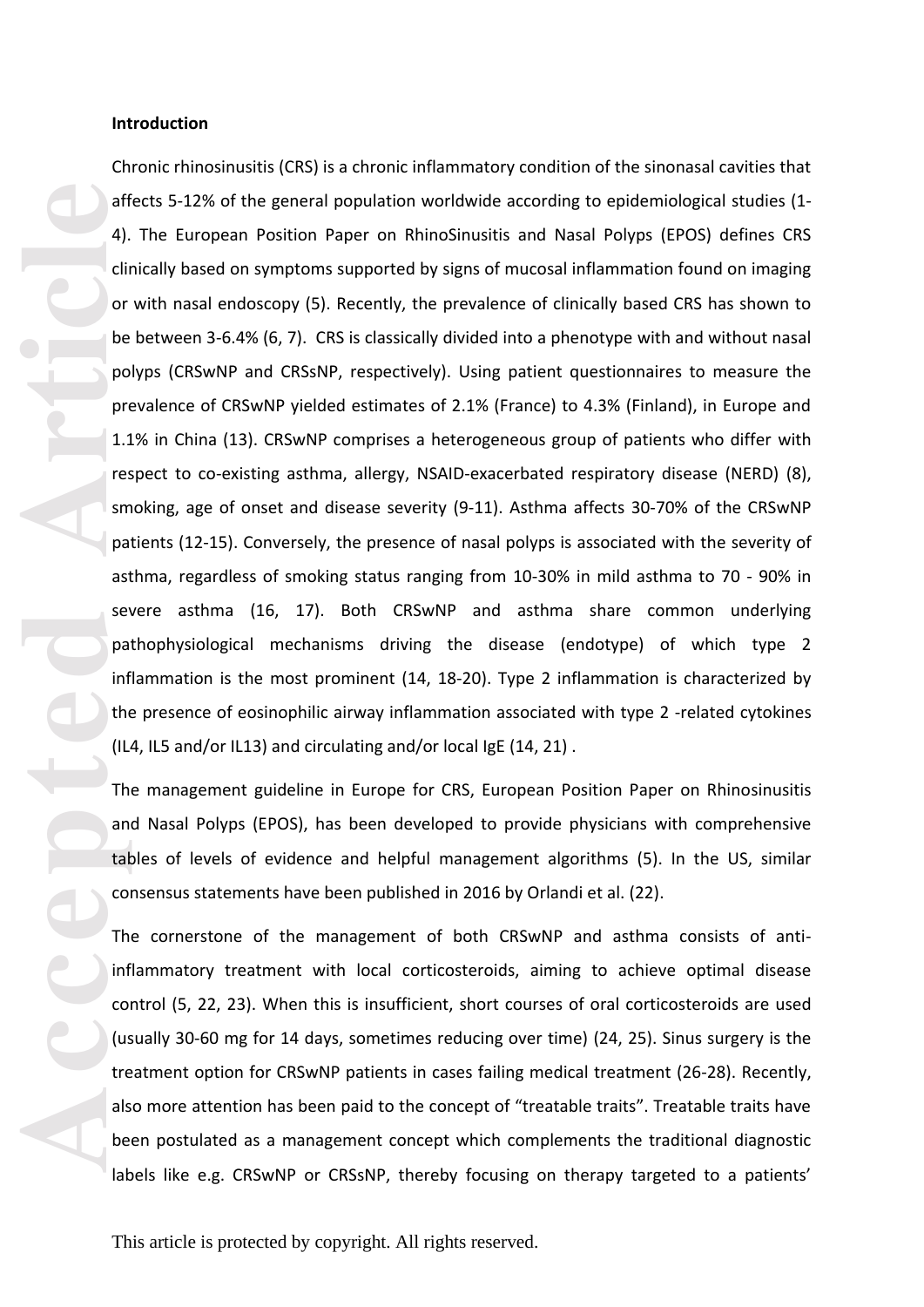**Introduction**

Chronic rhinosinusitis (CRS) is a chronic inflammatory condition of the sinonasal cavities that affects 5-12% of the general population worldwide according to epidemiological studies (1-4). The European Position Paper on RhinoSinusitis and Nasal Polyps (EPOS) defines CRS clinically based on symptoms supported by signs of mucosal inflammation found on imaging or with nasal endoscopy (5). Recently, the prevalence of clinically based CRS has shown to be between 3-6.4% (6, 7). CRS is classically divided into a phenotype with and without nasal polyps (CRSwNP and CRSsNP, respectively). Using patient questionnaires to measure the prevalence of CRSwNP yielded estimates of 2.1% (France) to 4.3% (Finland), in Europe and 1.1% in China (13). CRSwNP comprises a heterogeneous group of patients who differ with respect to co-existing asthma, allergy, NSAID-exacerbated respiratory disease (NERD) (8), smoking, age of onset and disease severity (9-11). Asthma affects 30-70% of the CRSwNP patients (12-15). Conversely, the presence of nasal polyps is associated with the severity of asthma, regardless of smoking status ranging from 10-30% in mild asthma to 70 - 90% in severe asthma (16, 17). Both CRSwNP and asthma share common underlying pathophysiological mechanisms driving the disease (endotype) of which type 2 inflammation is the most prominent (14, 18-20). Type 2 inflammation is characterized by the presence of eosinophilic airway inflammation associated with type 2 -related cytokines (IL4, IL5 and/or IL13) and circulating and/or local IgE (14, 21) .

The management guideline in Europe for CRS, European Position Paper on Rhinosinusitis and Nasal Polyps (EPOS), has been developed to provide physicians with comprehensive tables of levels of evidence and helpful management algorithms (5). In the US, similar consensus statements have been published in 2016 by Orlandi et al. (22).

The cornerstone of the management of both CRSwNP and asthma consists of anti-inflammatory treatment with local corticosteroids, aiming to achieve optimal disease control (5, 22, 23). When this is insufficient, short courses of oral corticosteroids are used (usually 30-60 mg for 14 days, sometimes reducing over time) (24, 25). Sinus surgery is the treatment option for CRSwNP patients in cases failing medical treatment (26-28). Recently, also more attention has been paid to the concept of "treatable traits". Treatable traits have been postulated as a management concept which complements the traditional diagnostic labels like e.g. CRSwNP or CRSsNP, thereby focusing on therapy targeted to a patients'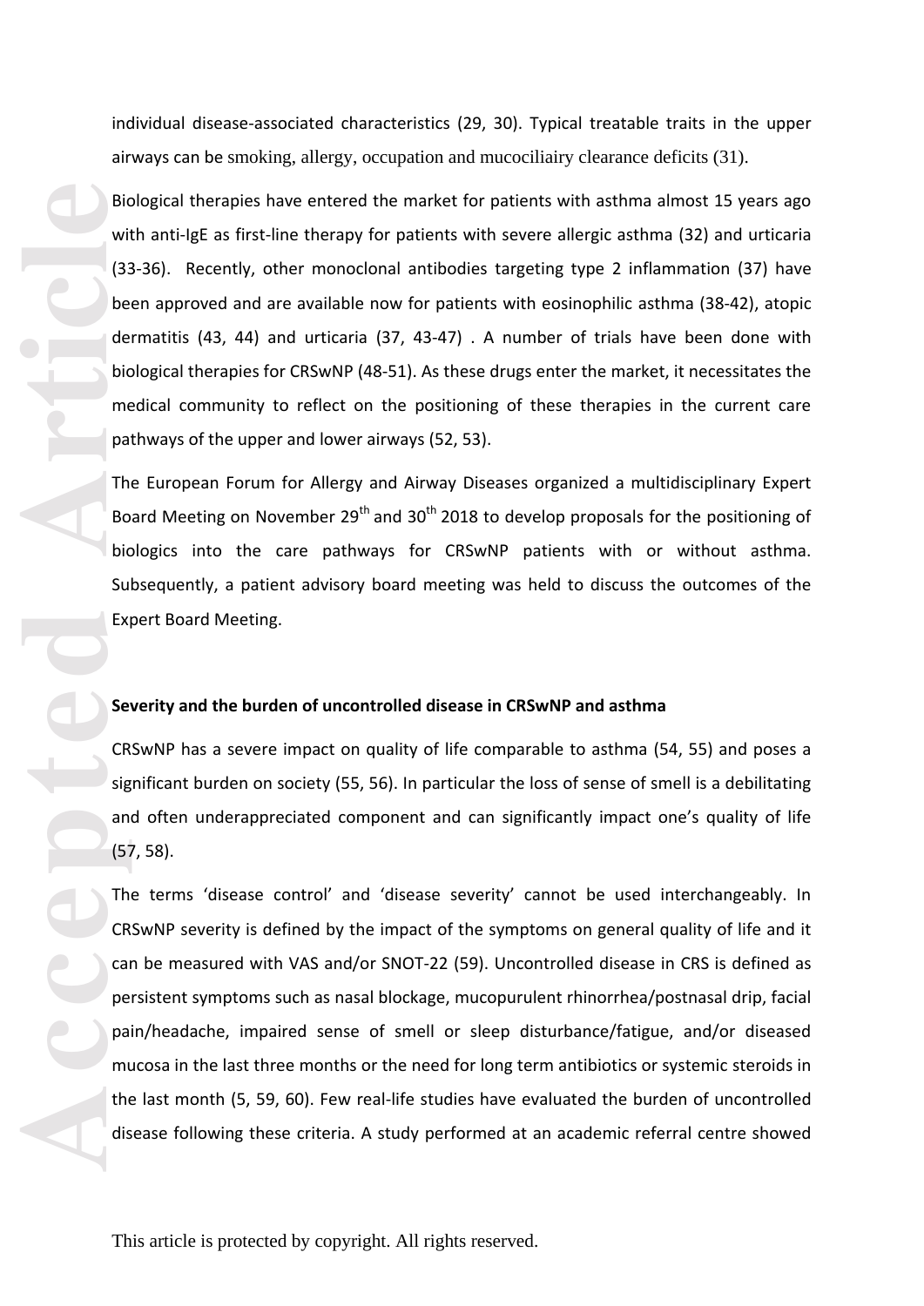individual disease-associated characteristics (29, 30). Typical treatable traits in the upper airways can be smoking, allergy, occupation and mucociliairy clearance deficits (31).

Biological therapies have entered the market for patients with asthma almost 15 years ago with anti-IgE as first-line therapy for patients with severe allergic asthma (32) and urticaria (33-36). Recently, other monoclonal antibodies targeting type 2 inflammation (37) have been approved and are available now for patients with eosinophilic asthma (38-42), atopic dermatitis (43, 44) and urticaria (37, 43-47) . A number of trials have been done with biological therapies for CRSwNP (48-51). As these drugs enter the market, it necessitates the medical community to reflect on the positioning of these therapies in the current care pathways of the upper and lower airways (52, 53).

The European Forum for Allergy and Airway Diseases organized a multidisciplinary Expert Board Meeting on November 29th and 30th 2018 to develop proposals for the positioning of biologics into the care pathways for CRSwNP patients with or without asthma. Subsequently, a patient advisory board meeting was held to discuss the outcomes of the Expert Board Meeting.

**Severity and the burden of uncontrolled disease in CRSwNP and asthma**

CRSwNP has a severe impact on quality of life comparable to asthma (54, 55) and poses a significant burden on society (55, 56). In particular the loss of sense of smell is a debilitating and often underappreciated component and can significantly impact one's quality of life (57, 58).

The terms 'disease control' and 'disease severity' cannot be used interchangeably. In CRSwNP severity is defined by the impact of the symptoms on general quality of life and it can be measured with VAS and/or SNOT-22 (59). Uncontrolled disease in CRS is defined as persistent symptoms such as nasal blockage, mucopurulent rhinorrhea/postnasal drip, facial pain/headache, impaired sense of smell or sleep disturbance/fatigue, and/or diseased mucosa in the last three months or the need for long term antibiotics or systemic steroids in the last month (5, 59, 60). Few real-life studies have evaluated the burden of uncontrolled disease following these criteria. A study performed at an academic referral centre showed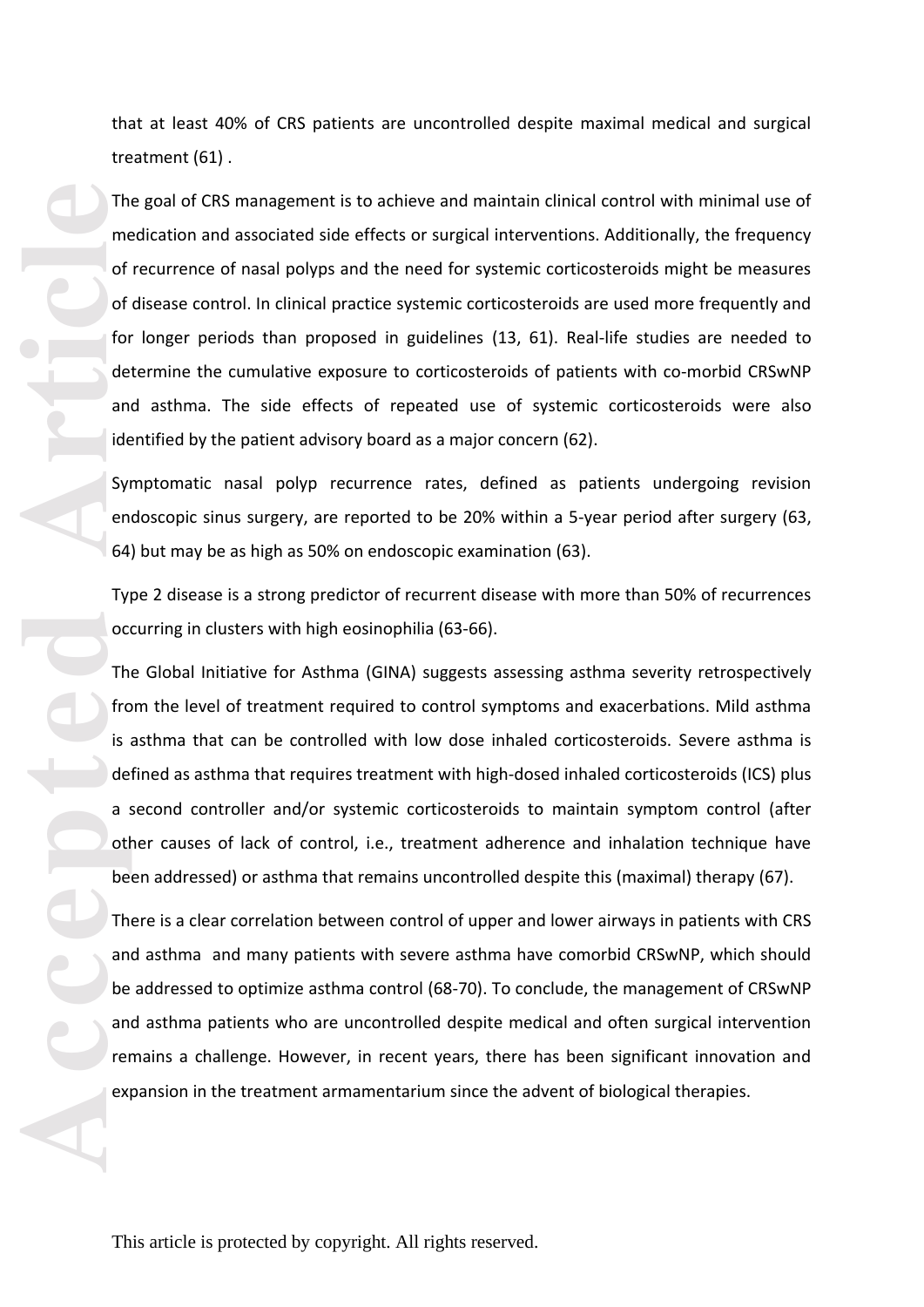that at least 40% of CRS patients are uncontrolled despite maximal medical and surgical treatment (61) .

The goal of CRS management is to achieve and maintain clinical control with minimal use of medication and associated side effects or surgical interventions. Additionally, the frequency of recurrence of nasal polyps and the need for systemic corticosteroids might be measures of disease control. In clinical practice systemic corticosteroids are used more frequently and for longer periods than proposed in guidelines (13, 61). Real-life studies are needed to determine the cumulative exposure to corticosteroids of patients with co-morbid CRSwNP and asthma. The side effects of repeated use of systemic corticosteroids were also identified by the patient advisory board as a major concern (62).

Symptomatic nasal polyp recurrence rates, defined as patients undergoing revision endoscopic sinus surgery, are reported to be 20% within a 5-year period after surgery (63, 64) but may be as high as 50% on endoscopic examination (63).

Type 2 disease is a strong predictor of recurrent disease with more than 50% of recurrences occurring in clusters with high eosinophilia (63-66).

The Global Initiative for Asthma (GINA) suggests assessing asthma severity retrospectively from the level of treatment required to control symptoms and exacerbations. Mild asthma is asthma that can be controlled with low dose inhaled corticosteroids. Severe asthma is defined as asthma that requires treatment with high-dosed inhaled corticosteroids (ICS) plus a second controller and/or systemic corticosteroids to maintain symptom control (after other causes of lack of control, i.e., treatment adherence and inhalation technique have been addressed) or asthma that remains uncontrolled despite this (maximal) therapy (67).

There is a clear correlation between control of upper and lower airways in patients with CRS and asthma and many patients with severe asthma have comorbid CRSwNP, which should be addressed to optimize asthma control (68-70). To conclude, the management of CRSwNP and asthma patients who are uncontrolled despite medical and often surgical intervention remains a challenge. However, in recent years, there has been significant innovation and expansion in the treatment armamentarium since the advent of biological therapies.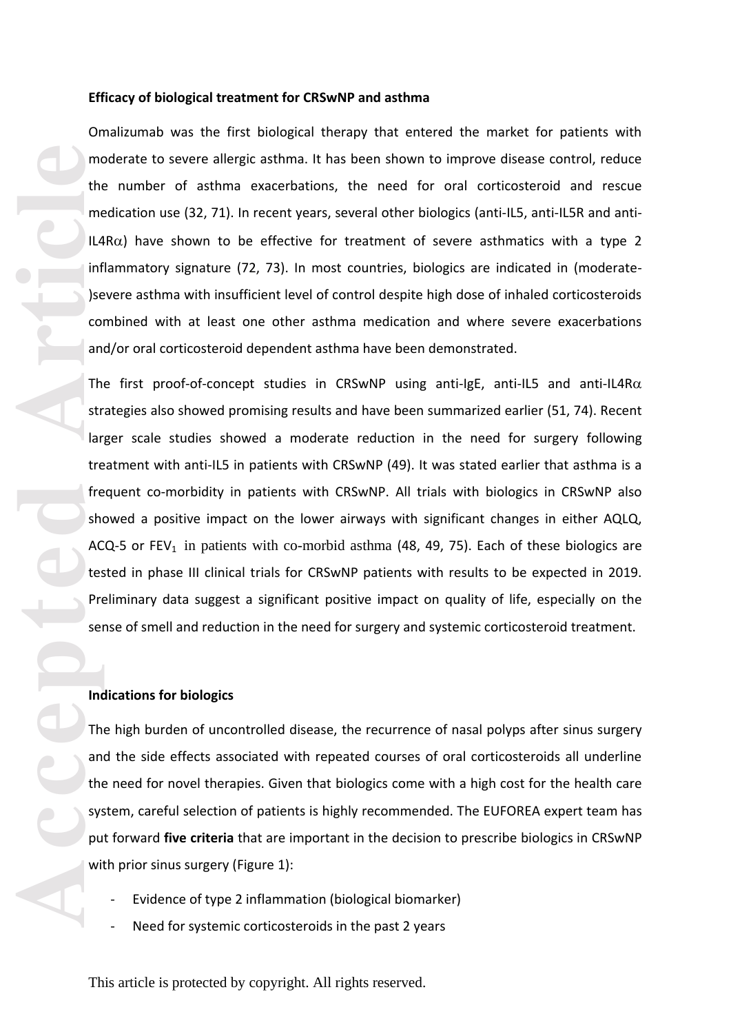**Efficacy of biological treatment for CRSwNP and asthma**

Omalizumab was the first biological therapy that entered the market for patients with moderate to severe allergic asthma. It has been shown to improve disease control, reduce the number of asthma exacerbations, the need for oral corticosteroid and rescue medication use (32, 71). In recent years, several other biologics (anti-IL5, anti-IL5R and anti-IL4R$\alpha$) have shown to be effective for treatment of severe asthmatics with a type 2 inflammatory signature (72, 73). In most countries, biologics are indicated in (moderate-)severe asthma with insufficient level of control despite high dose of inhaled corticosteroids combined with at least one other asthma medication and where severe exacerbations and/or oral corticosteroid dependent asthma have been demonstrated.

The first proof-of-concept studies in CRSwNP using anti-IgE, anti-IL5 and anti-IL4R$\alpha$ strategies also showed promising results and have been summarized earlier (51, 74). Recent larger scale studies showed a moderate reduction in the need for surgery following treatment with anti-IL5 in patients with CRSwNP (49). It was stated earlier that asthma is a frequent co-morbidity in patients with CRSwNP. All trials with biologics in CRSwNP also showed a positive impact on the lower airways with significant changes in either AQLQ, ACQ-5 or $FEV_1$ in patients with co-morbid asthma (48, 49, 75). Each of these biologics are tested in phase III clinical trials for CRSwNP patients with results to be expected in 2019. Preliminary data suggest a significant positive impact on quality of life, especially on the sense of smell and reduction in the need for surgery and systemic corticosteroid treatment.

**Indications for biologics**

The high burden of uncontrolled disease, the recurrence of nasal polyps after sinus surgery and the side effects associated with repeated courses of oral corticosteroids all underline the need for novel therapies. Given that biologics come with a high cost for the health care system, careful selection of patients is highly recommended. The EUFOREA expert team has put forward **five criteria** that are important in the decision to prescribe biologics in CRSwNP with prior sinus surgery (Figure 1):

- Evidence of type 2 inflammation (biological biomarker)
- Need for systemic corticosteroids in the past 2 years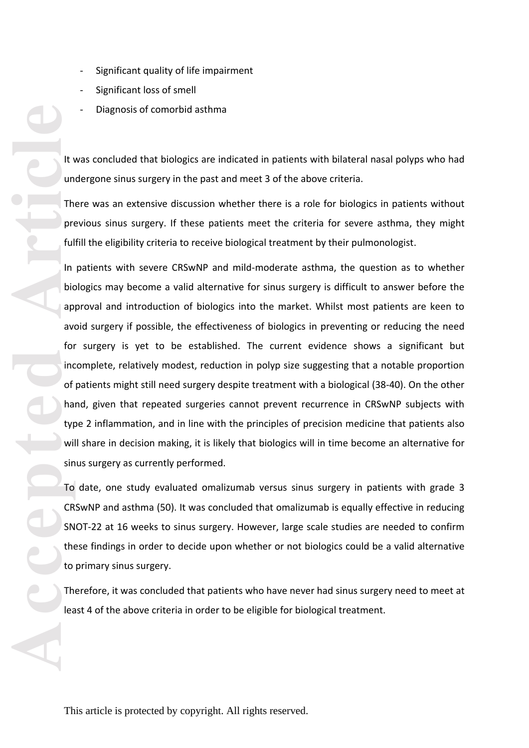- Significant quality of life impairment
- Significant loss of smell
- Diagnosis of comorbid asthma

It was concluded that biologics are indicated in patients with bilateral nasal polyps who had undergone sinus surgery in the past and meet 3 of the above criteria.

There was an extensive discussion whether there is a role for biologics in patients without previous sinus surgery. If these patients meet the criteria for severe asthma, they might fulfill the eligibility criteria to receive biological treatment by their pulmonologist.

In patients with severe CRSwNP and mild-moderate asthma, the question as to whether biologics may become a valid alternative for sinus surgery is difficult to answer before the approval and introduction of biologics into the market. Whilst most patients are keen to avoid surgery if possible, the effectiveness of biologics in preventing or reducing the need for surgery is yet to be established. The current evidence shows a significant but incomplete, relatively modest, reduction in polyp size suggesting that a notable proportion of patients might still need surgery despite treatment with a biological (38-40). On the other hand, given that repeated surgeries cannot prevent recurrence in CRSwNP subjects with type 2 inflammation, and in line with the principles of precision medicine that patients also will share in decision making, it is likely that biologics will in time become an alternative for sinus surgery as currently performed.

To date, one study evaluated omalizumab versus sinus surgery in patients with grade 3 CRSwNP and asthma (50). It was concluded that omalizumab is equally effective in reducing SNOT-22 at 16 weeks to sinus surgery. However, large scale studies are needed to confirm these findings in order to decide upon whether or not biologics could be a valid alternative to primary sinus surgery.

Therefore, it was concluded that patients who have never had sinus surgery need to meet at least 4 of the above criteria in order to be eligible for biological treatment.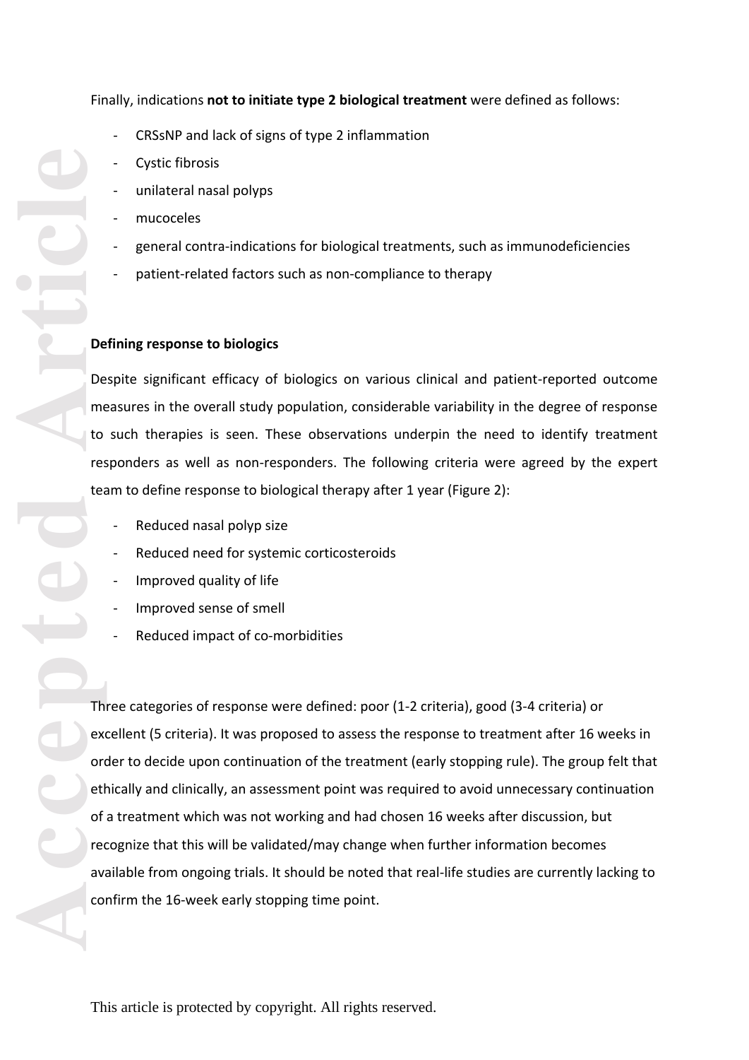Finally, indications **not to initiate type 2 biological treatment** were defined as follows:

- CRSsNP and lack of signs of type 2 inflammation
- Cystic fibrosis
- unilateral nasal polyps
- mucoceles
- general contra-indications for biological treatments, such as immunodeficiencies
- patient-related factors such as non-compliance to therapy

**Defining response to biologics**

Despite significant efficacy of biologics on various clinical and patient-reported outcome measures in the overall study population, considerable variability in the degree of response to such therapies is seen. These observations underpin the need to identify treatment responders as well as non-responders. The following criteria were agreed by the expert team to define response to biological therapy after 1 year (Figure 2):

- Reduced nasal polyp size
- Reduced need for systemic corticosteroids
- Improved quality of life
- Improved sense of smell
- Reduced impact of co-morbidities

Three categories of response were defined: poor (1-2 criteria), good (3-4 criteria) or excellent (5 criteria). It was proposed to assess the response to treatment after 16 weeks in order to decide upon continuation of the treatment (early stopping rule). The group felt that ethically and clinically, an assessment point was required to avoid unnecessary continuation of a treatment which was not working and had chosen 16 weeks after discussion, but recognize that this will be validated/may change when further information becomes available from ongoing trials. It should be noted that real-life studies are currently lacking to confirm the 16-week early stopping time point.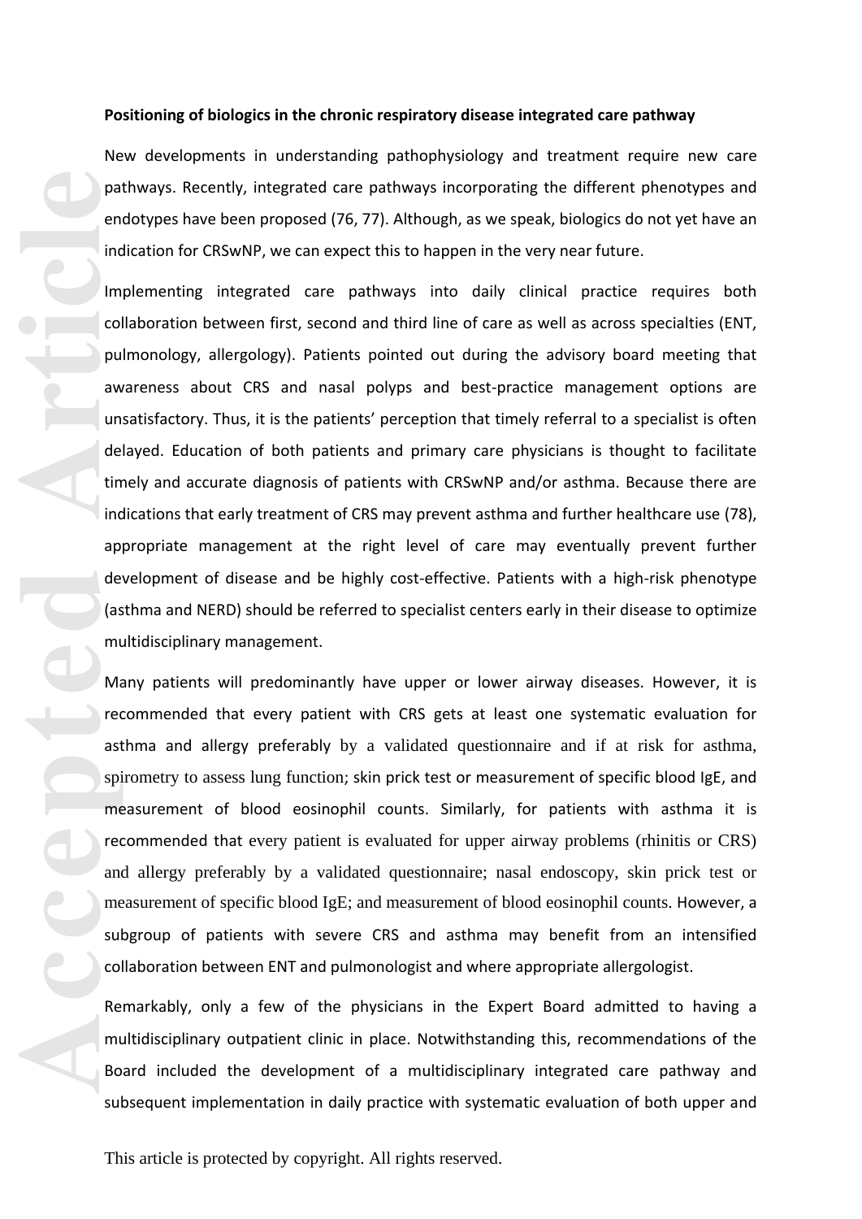**Positioning of biologics in the chronic respiratory disease integrated care pathway**

New developments in understanding pathophysiology and treatment require new care pathways. Recently, integrated care pathways incorporating the different phenotypes and endotypes have been proposed (76, 77). Although, as we speak, biologics do not yet have an indication for CRSwNP, we can expect this to happen in the very near future.

Implementing integrated care pathways into daily clinical practice requires both collaboration between first, second and third line of care as well as across specialties (ENT, pulmonology, allergology). Patients pointed out during the advisory board meeting that awareness about CRS and nasal polyps and best-practice management options are unsatisfactory. Thus, it is the patients' perception that timely referral to a specialist is often delayed. Education of both patients and primary care physicians is thought to facilitate timely and accurate diagnosis of patients with CRSwNP and/or asthma. Because there are indications that early treatment of CRS may prevent asthma and further healthcare use (78), appropriate management at the right level of care may eventually prevent further development of disease and be highly cost-effective. Patients with a high-risk phenotype (asthma and NERD) should be referred to specialist centers early in their disease to optimize multidisciplinary management.

Many patients will predominantly have upper or lower airway diseases. However, it is recommended that every patient with CRS gets at least one systematic evaluation for asthma and allergy preferably by a validated questionnaire and if at risk for asthma, spirometry to assess lung function; skin prick test or measurement of specific blood IgE, and measurement of blood eosinophil counts. Similarly, for patients with asthma it is recommended that every patient is evaluated for upper airway problems (rhinitis or CRS) and allergy preferably by a validated questionnaire; nasal endoscopy, skin prick test or measurement of specific blood IgE; and measurement of blood eosinophil counts. However, a subgroup of patients with severe CRS and asthma may benefit from an intensified collaboration between ENT and pulmonologist and where appropriate allergologist.

Remarkably, only a few of the physicians in the Expert Board admitted to having a multidisciplinary outpatient clinic in place. Notwithstanding this, recommendations of the Board included the development of a multidisciplinary integrated care pathway and subsequent implementation in daily practice with systematic evaluation of both upper and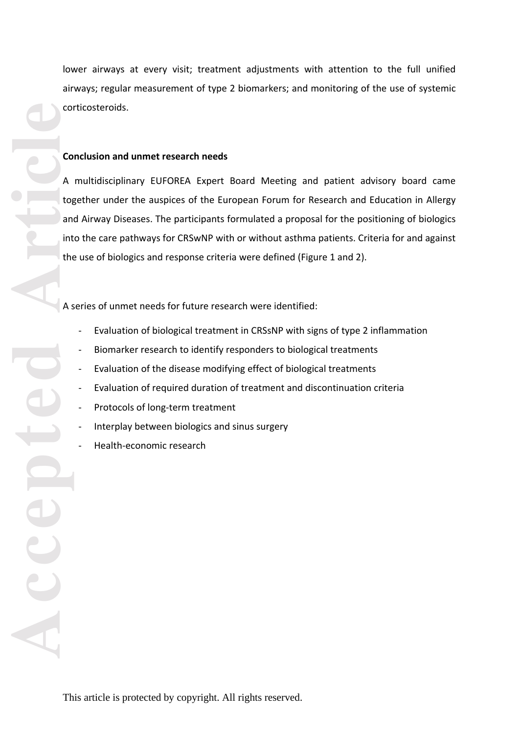lower airways at every visit; treatment adjustments with attention to the full unified airways; regular measurement of type 2 biomarkers; and monitoring of the use of systemic corticosteroids.

**Conclusion and unmet research needs**

A multidisciplinary EUFOREA Expert Board Meeting and patient advisory board came together under the auspices of the European Forum for Research and Education in Allergy and Airway Diseases. The participants formulated a proposal for the positioning of biologics into the care pathways for CRSwNP with or without asthma patients. Criteria for and against the use of biologics and response criteria were defined (Figure 1 and 2).

A series of unmet needs for future research were identified:

- Evaluation of biological treatment in CRSsNP with signs of type 2 inflammation
- Biomarker research to identify responders to biological treatments
- Evaluation of the disease modifying effect of biological treatments
- Evaluation of required duration of treatment and discontinuation criteria
- Protocols of long-term treatment
- Interplay between biologics and sinus surgery
- Health-economic research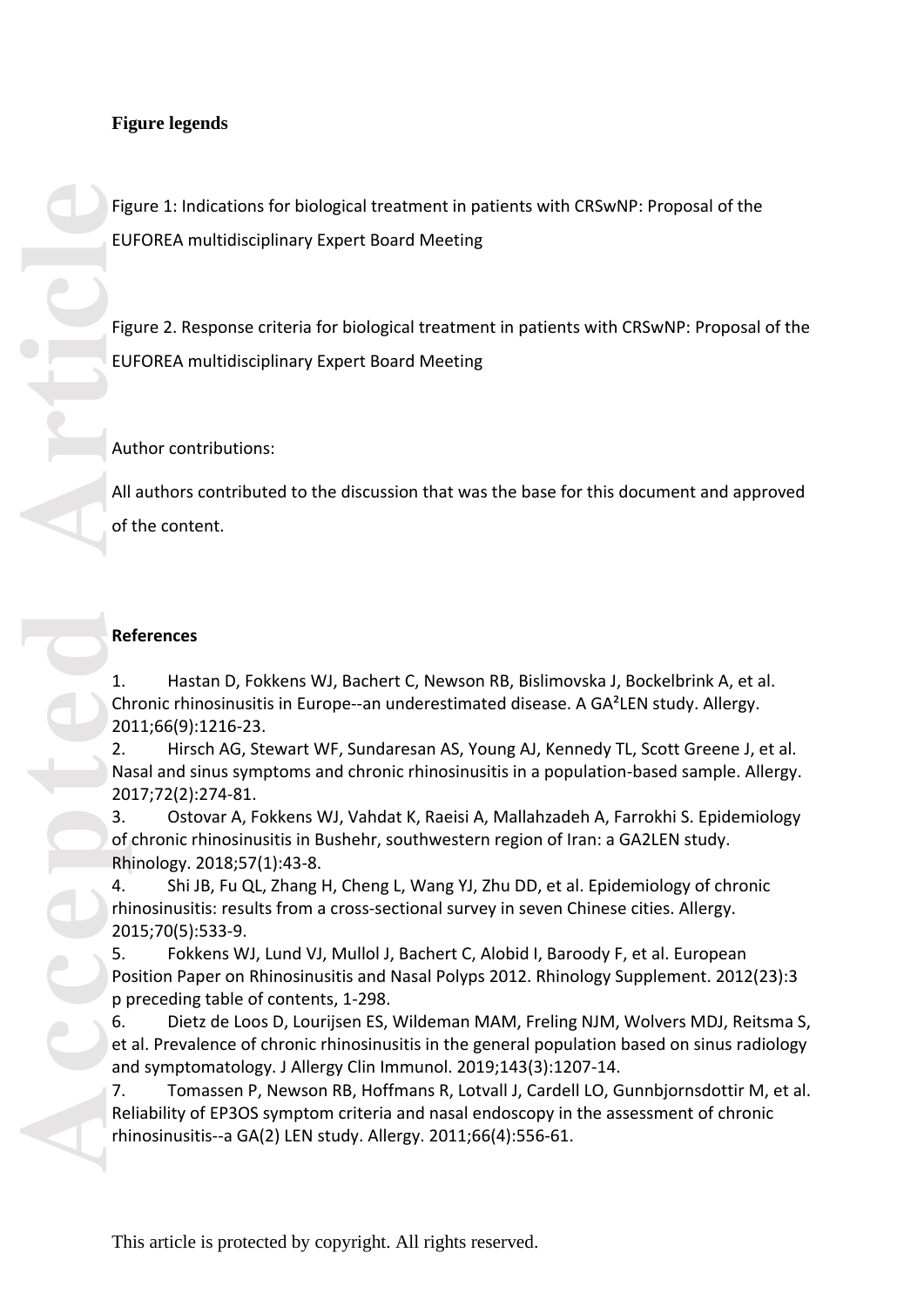**Figure legends**

Figure 1: Indications for biological treatment in patients with CRSwNP: Proposal of the EUFOREA multidisciplinary Expert Board Meeting

Figure 2. Response criteria for biological treatment in patients with CRSwNP: Proposal of the EUFOREA multidisciplinary Expert Board Meeting

Author contributions:

All authors contributed to the discussion that was the base for this document and approved of the content.

**References**

1. Hastan D, Fokkens WJ, Bachert C, Newson RB, Bislimovska J, Bockelbrink A, et al. Chronic rhinosinusitis in Europe--an underestimated disease. A GA²LEN study. Allergy. 2011;66(9):1216-23.
2. Hirsch AG, Stewart WF, Sundaresan AS, Young AJ, Kennedy TL, Scott Greene J, et al. Nasal and sinus symptoms and chronic rhinosinusitis in a population-based sample. Allergy. 2017;72(2):274-81.
3. Ostovar A, Fokkens WJ, Vahdat K, Raeisi A, Mallahzadeh A, Farrokhi S. Epidemiology of chronic rhinosinusitis in Bushehr, southwestern region of Iran: a GA2LEN study. Rhinology. 2018;57(1):43-8.
4. Shi JB, Fu QL, Zhang H, Cheng L, Wang YJ, Zhu DD, et al. Epidemiology of chronic rhinosinusitis: results from a cross-sectional survey in seven Chinese cities. Allergy. 2015;70(5):533-9.
5. Fokkens WJ, Lund VJ, Mullol J, Bachert C, Alobid I, Baroody F, et al. European Position Paper on Rhinosinusitis and Nasal Polyps 2012. Rhinology Supplement. 2012(23):3 p preceding table of contents, 1-298.
6. Dietz de Loos D, Lourijsen ES, Wildeman MAM, Freling NJM, Wolvers MDJ, Reitsma S, et al. Prevalence of chronic rhinosinusitis in the general population based on sinus radiology and symptomatology. J Allergy Clin Immunol. 2019;143(3):1207-14.
7. Tomassen P, Newson RB, Hoffmans R, Lotvall J, Cardell LO, Gunnbjornsdottir M, et al. Reliability of EP3OS symptom criteria and nasal endoscopy in the assessment of chronic rhinosinusitis--a GA(2) LEN study. Allergy. 2011;66(4):556-61.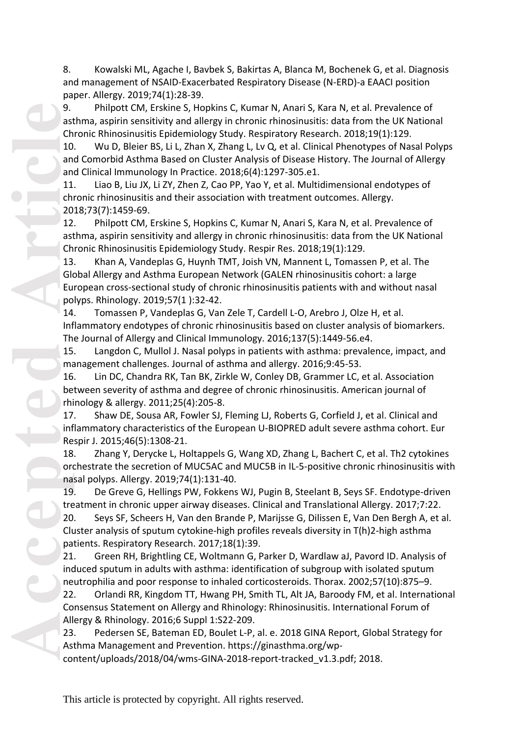8. Kowalski ML, Agache I, Bavbek S, Bakirtas A, Blanca M, Bochenek G, et al. Diagnosis and management of NSAID-Exacerbated Respiratory Disease (N-ERD)-a EAACI position paper. Allergy. 2019;74(1):28-39.
9. Philpott CM, Erskine S, Hopkins C, Kumar N, Anari S, Kara N, et al. Prevalence of asthma, aspirin sensitivity and allergy in chronic rhinosinusitis: data from the UK National Chronic Rhinosinusitis Epidemiology Study. Respiratory Research. 2018;19(1):129.
10. Wu D, Bleier BS, Li L, Zhan X, Zhang L, Lv Q, et al. Clinical Phenotypes of Nasal Polyps and Comorbid Asthma Based on Cluster Analysis of Disease History. The Journal of Allergy and Clinical Immunology In Practice. 2018;6(4):1297-305.e1.
11. Liao B, Liu JX, Li ZY, Zhen Z, Cao PP, Yao Y, et al. Multidimensional endotypes of chronic rhinosinusitis and their association with treatment outcomes. Allergy. 2018;73(7):1459-69.
12. Philpott CM, Erskine S, Hopkins C, Kumar N, Anari S, Kara N, et al. Prevalence of asthma, aspirin sensitivity and allergy in chronic rhinosinusitis: data from the UK National Chronic Rhinosinusitis Epidemiology Study. Respir Res. 2018;19(1):129.
13. Khan A, Vandeplas G, Huynh TMT, Joish VN, Mannent L, Tomassen P, et al. The Global Allergy and Asthma European Network (GALEN rhinosinusitis cohort: a large European cross-sectional study of chronic rhinosinusitis patients with and without nasal polyps. Rhinology. 2019;57(1 ):32-42.
14. Tomassen P, Vandeplas G, Van Zele T, Cardell L-O, Arebro J, Olze H, et al. Inflammatory endotypes of chronic rhinosinusitis based on cluster analysis of biomarkers. The Journal of Allergy and Clinical Immunology. 2016;137(5):1449-56.e4.
15. Langdon C, Mullol J. Nasal polyps in patients with asthma: prevalence, impact, and management challenges. Journal of asthma and allergy. 2016;9:45-53.
16. Lin DC, Chandra RK, Tan BK, Zirkle W, Conley DB, Grammer LC, et al. Association between severity of asthma and degree of chronic rhinosinusitis. American journal of rhinology & allergy. 2011;25(4):205-8.
17. Shaw DE, Sousa AR, Fowler SJ, Fleming LJ, Roberts G, Corfield J, et al. Clinical and inflammatory characteristics of the European U-BIOPRED adult severe asthma cohort. Eur Respir J. 2015;46(5):1308-21.
18. Zhang Y, Derycke L, Holtappels G, Wang XD, Zhang L, Bachert C, et al. Th2 cytokines orchestrate the secretion of MUC5AC and MUC5B in IL-5-positive chronic rhinosinusitis with nasal polyps. Allergy. 2019;74(1):131-40.
19. De Greve G, Hellings PW, Fokkens WJ, Pugin B, Steelant B, Seys SF. Endotype-driven treatment in chronic upper airway diseases. Clinical and Translational Allergy. 2017;7:22.
20. Seys SF, Scheers H, Van den Brande P, Marijsse G, Dilissen E, Van Den Bergh A, et al. Cluster analysis of sputum cytokine-high profiles reveals diversity in T(h)2-high asthma patients. Respiratory Research. 2017;18(1):39.
21. Green RH, Brightling CE, Woltmann G, Parker D, Wardlaw aJ, Pavord ID. Analysis of induced sputum in adults with asthma: identification of subgroup with isolated sputum neutrophilia and poor response to inhaled corticosteroids. Thorax. 2002;57(10):875–9.
22. Orlandi RR, Kingdom TT, Hwang PH, Smith TL, Alt JA, Baroody FM, et al. International Consensus Statement on Allergy and Rhinology: Rhinosinusitis. International Forum of Allergy & Rhinology. 2016;6 Suppl 1:S22-209.
23. Pedersen SE, Bateman ED, Boulet L-P, al. e. 2018 GINA Report, Global Strategy for Asthma Management and Prevention. https://ginasthma.org/wp-content/uploads/2018/04/wms-GINA-2018-report-tracked_v1.3.pdf; 2018.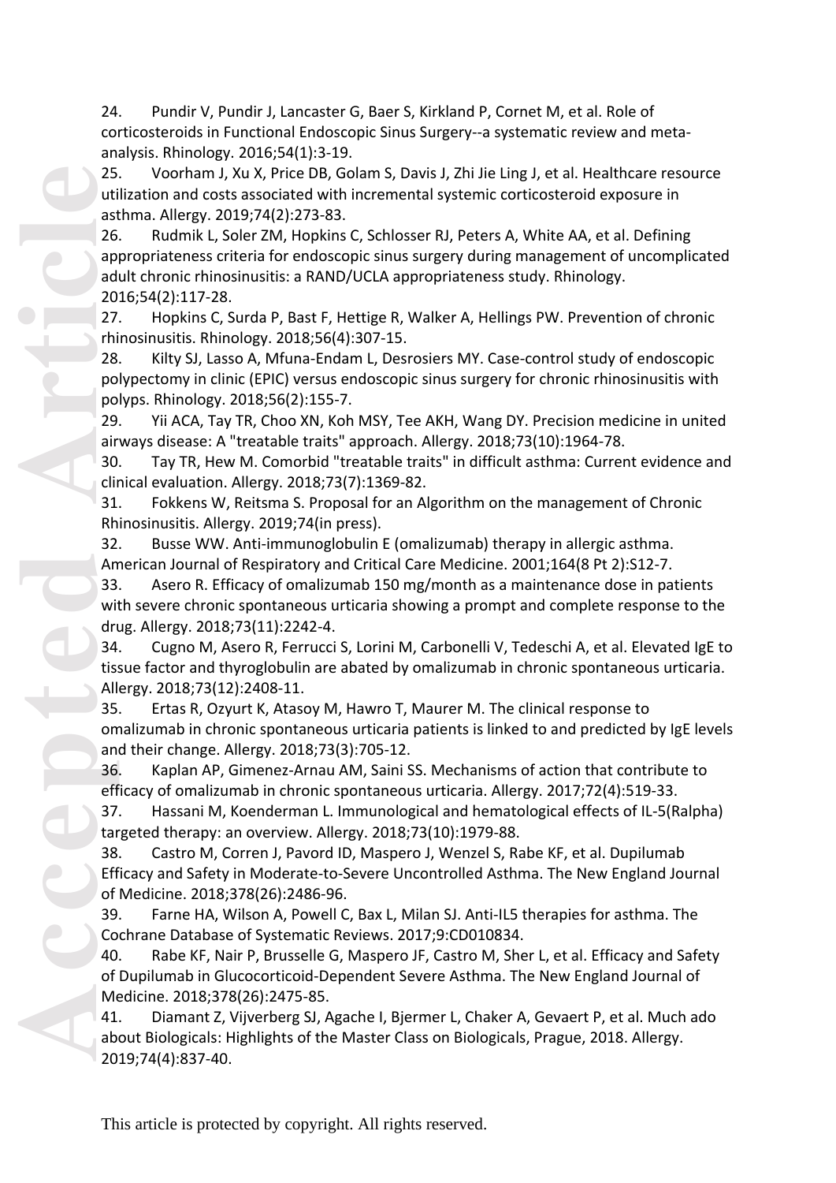24. Pundir V, Pundir J, Lancaster G, Baer S, Kirkland P, Cornet M, et al. Role of corticosteroids in Functional Endoscopic Sinus Surgery--a systematic review and meta-analysis. Rhinology. 2016;54(1):3-19.

25. Voorham J, Xu X, Price DB, Golam S, Davis J, Zhi Jie Ling J, et al. Healthcare resource utilization and costs associated with incremental systemic corticosteroid exposure in asthma. Allergy. 2019;74(2):273-83.

26. Rudmik L, Soler ZM, Hopkins C, Schlosser RJ, Peters A, White AA, et al. Defining appropriateness criteria for endoscopic sinus surgery during management of uncomplicated adult chronic rhinosinusitis: a RAND/UCLA appropriateness study. Rhinology. 2016;54(2):117-28.

27. Hopkins C, Surda P, Bast F, Hettige R, Walker A, Hellings PW. Prevention of chronic rhinosinusitis. Rhinology. 2018;56(4):307-15.

28. Kilty SJ, Lasso A, Mfuna-Endam L, Desrosiers MY. Case-control study of endoscopic polypectomy in clinic (EPIC) versus endoscopic sinus surgery for chronic rhinosinusitis with polyps. Rhinology. 2018;56(2):155-7.

29. Yii ACA, Tay TR, Choo XN, Koh MSY, Tee AKH, Wang DY. Precision medicine in united airways disease: A "treatable traits" approach. Allergy. 2018;73(10):1964-78.

30. Tay TR, Hew M. Comorbid "treatable traits" in difficult asthma: Current evidence and clinical evaluation. Allergy. 2018;73(7):1369-82.

31. Fokkens W, Reitsma S. Proposal for an Algorithm on the management of Chronic Rhinosinusitis. Allergy. 2019;74(in press).

32. Busse WW. Anti-immunoglobulin E (omalizumab) therapy in allergic asthma. American Journal of Respiratory and Critical Care Medicine. 2001;164(8 Pt 2):S12-7.

33. Asero R. Efficacy of omalizumab 150 mg/month as a maintenance dose in patients with severe chronic spontaneous urticaria showing a prompt and complete response to the drug. Allergy. 2018;73(11):2242-4.

34. Cugno M, Asero R, Ferrucci S, Lorini M, Carbonelli V, Tedeschi A, et al. Elevated IgE to tissue factor and thyroglobulin are abated by omalizumab in chronic spontaneous urticaria. Allergy. 2018;73(12):2408-11.

35. Ertas R, Ozyurt K, Atasoy M, Hawro T, Maurer M. The clinical response to omalizumab in chronic spontaneous urticaria patients is linked to and predicted by IgE levels and their change. Allergy. 2018;73(3):705-12.

36. Kaplan AP, Gimenez-Arnau AM, Saini SS. Mechanisms of action that contribute to efficacy of omalizumab in chronic spontaneous urticaria. Allergy. 2017;72(4):519-33.

37. Hassani M, Koenderman L. Immunological and hematological effects of IL-5(Ralpha) targeted therapy: an overview. Allergy. 2018;73(10):1979-88.

38. Castro M, Corren J, Pavord ID, Maspero J, Wenzel S, Rabe KF, et al. Dupilumab Efficacy and Safety in Moderate-to-Severe Uncontrolled Asthma. The New England Journal of Medicine. 2018;378(26):2486-96.

39. Farne HA, Wilson A, Powell C, Bax L, Milan SJ. Anti-IL5 therapies for asthma. The Cochrane Database of Systematic Reviews. 2017;9:CD010834.

40. Rabe KF, Nair P, Brusselle G, Maspero JF, Castro M, Sher L, et al. Efficacy and Safety of Dupilumab in Glucocorticoid-Dependent Severe Asthma. The New England Journal of Medicine. 2018;378(26):2475-85.

41. Diamant Z, Vijverberg SJ, Agache I, Bjermer L, Chaker A, Gevaert P, et al. Much ado about Biologicals: Highlights of the Master Class on Biologicals, Prague, 2018. Allergy. 2019;74(4):837-40.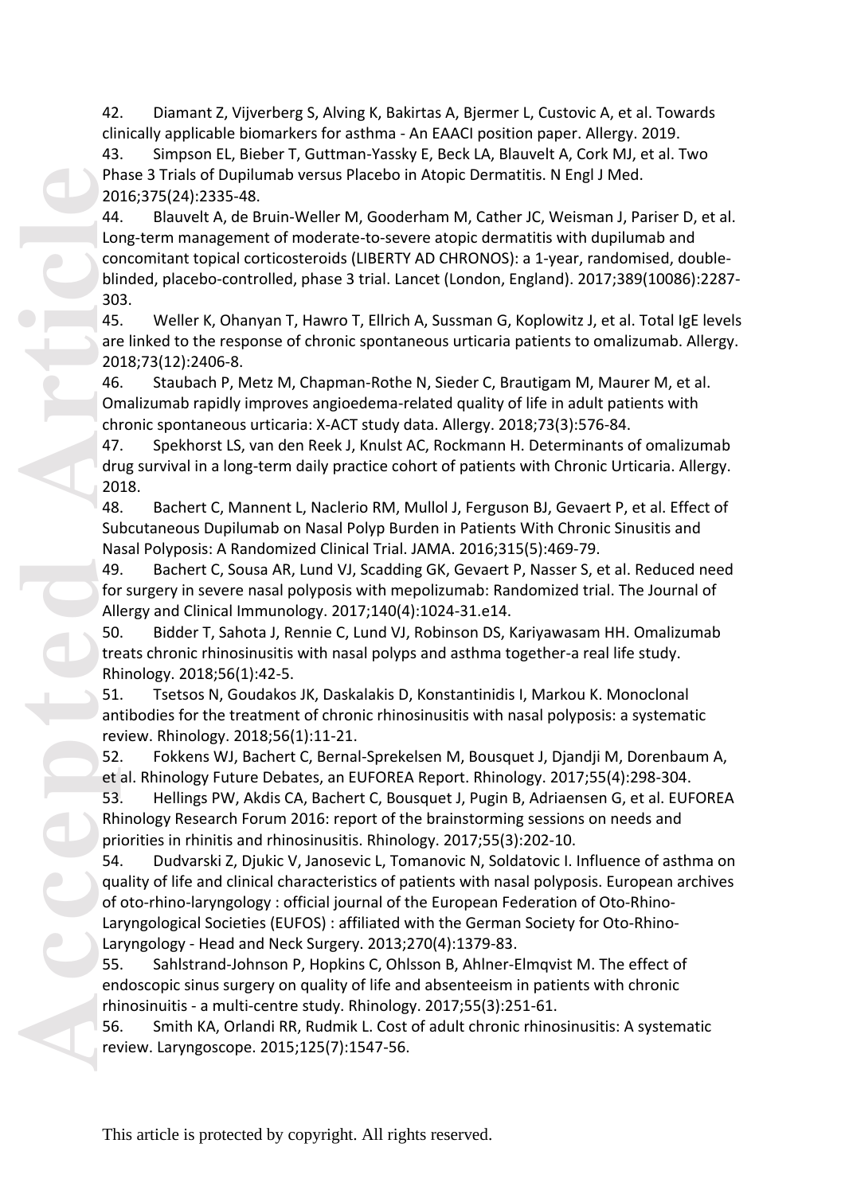42. Diamant Z, Vijverberg S, Alving K, Bakirtas A, Bjermer L, Custovic A, et al. Towards clinically applicable biomarkers for asthma - An EAACI position paper. Allergy. 2019.

43. Simpson EL, Bieber T, Guttman-Yassky E, Beck LA, Blauvelt A, Cork MJ, et al. Two Phase 3 Trials of Dupilumab versus Placebo in Atopic Dermatitis. N Engl J Med. 2016;375(24):2335-48.

44. Blauvelt A, de Bruin-Weller M, Gooderham M, Cather JC, Weisman J, Pariser D, et al. Long-term management of moderate-to-severe atopic dermatitis with dupilumab and concomitant topical corticosteroids (LIBERTY AD CHRONOS): a 1-year, randomised, double-blinded, placebo-controlled, phase 3 trial. Lancet (London, England). 2017;389(10086):2287-303.

45. Weller K, Ohanyan T, Hawro T, Ellrich A, Sussman G, Koplowitz J, et al. Total IgE levels are linked to the response of chronic spontaneous urticaria patients to omalizumab. Allergy. 2018;73(12):2406-8.

46. Staubach P, Metz M, Chapman-Rothe N, Sieder C, Brautigam M, Maurer M, et al. Omalizumab rapidly improves angioedema-related quality of life in adult patients with chronic spontaneous urticaria: X-ACT study data. Allergy. 2018;73(3):576-84.

47. Spekhorst LS, van den Reek J, Knulst AC, Rockmann H. Determinants of omalizumab drug survival in a long-term daily practice cohort of patients with Chronic Urticaria. Allergy. 2018.

48. Bachert C, Mannent L, Naclerio RM, Mullol J, Ferguson BJ, Gevaert P, et al. Effect of Subcutaneous Dupilumab on Nasal Polyp Burden in Patients With Chronic Sinusitis and Nasal Polyposis: A Randomized Clinical Trial. JAMA. 2016;315(5):469-79.

49. Bachert C, Sousa AR, Lund VJ, Scadding GK, Gevaert P, Nasser S, et al. Reduced need for surgery in severe nasal polyposis with mepolizumab: Randomized trial. The Journal of Allergy and Clinical Immunology. 2017;140(4):1024-31.e14.

50. Bidder T, Sahota J, Rennie C, Lund VJ, Robinson DS, Kariyawasam HH. Omalizumab treats chronic rhinosinusitis with nasal polyps and asthma together-a real life study. Rhinology. 2018;56(1):42-5.

51. Tsetsos N, Goudakos JK, Daskalakis D, Konstantinidis I, Markou K. Monoclonal antibodies for the treatment of chronic rhinosinusitis with nasal polyposis: a systematic review. Rhinology. 2018;56(1):11-21.

52. Fokkens WJ, Bachert C, Bernal-Sprekelsen M, Bousquet J, Djandji M, Dorenbaum A, et al. Rhinology Future Debates, an EUFOREA Report. Rhinology. 2017;55(4):298-304.

53. Hellings PW, Akdis CA, Bachert C, Bousquet J, Pugin B, Adriaensen G, et al. EUFOREA Rhinology Research Forum 2016: report of the brainstorming sessions on needs and priorities in rhinitis and rhinosinusitis. Rhinology. 2017;55(3):202-10.

54. Dudvarski Z, Djukic V, Janosevic L, Tomanovic N, Soldatovic I. Influence of asthma on quality of life and clinical characteristics of patients with nasal polyposis. European archives of oto-rhino-laryngology : official journal of the European Federation of Oto-Rhino-Laryngological Societies (EUFOS) : affiliated with the German Society for Oto-Rhino-Laryngology - Head and Neck Surgery. 2013;270(4):1379-83.

55. Sahlstrand-Johnson P, Hopkins C, Ohlsson B, Ahlner-Elmqvist M. The effect of endoscopic sinus surgery on quality of life and absenteeism in patients with chronic rhinosinuitis - a multi-centre study. Rhinology. 2017;55(3):251-61.

56. Smith KA, Orlandi RR, Rudmik L. Cost of adult chronic rhinosinusitis: A systematic review. Laryngoscope. 2015;125(7):1547-56.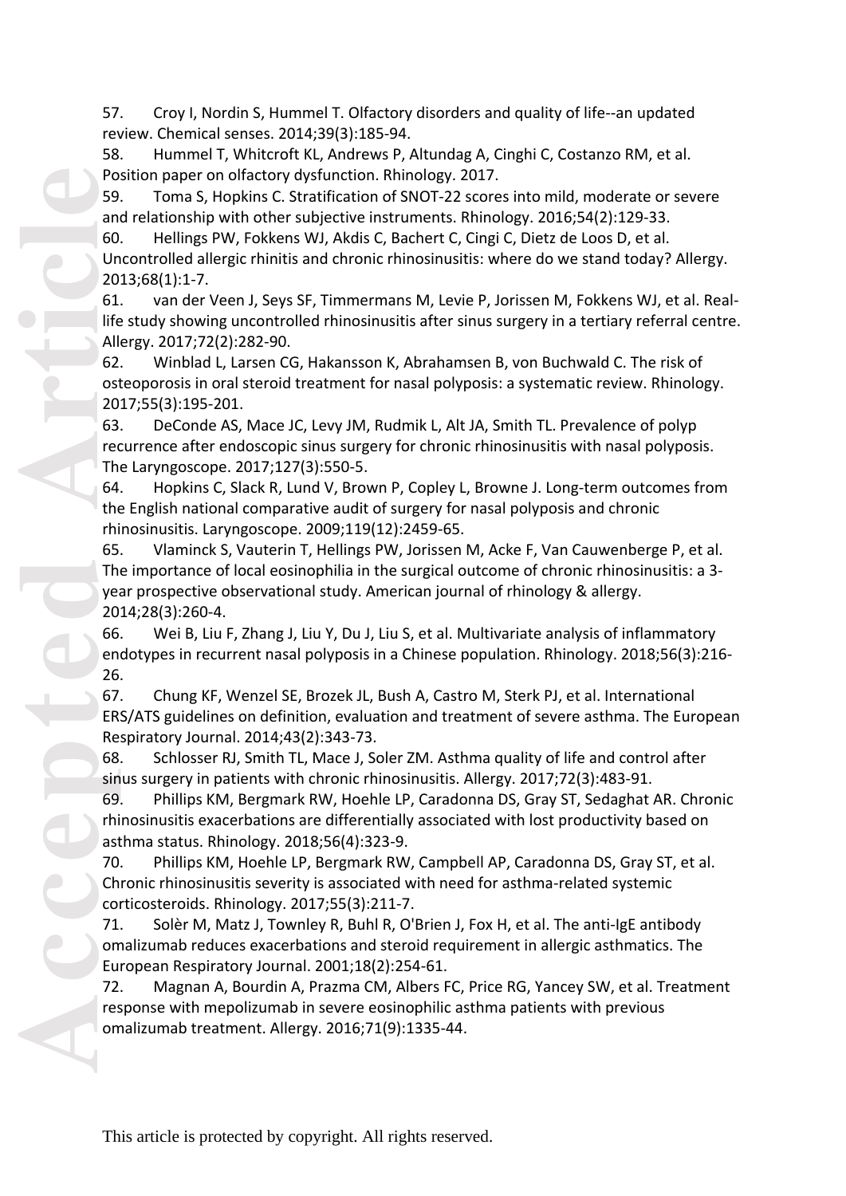57. Croy I, Nordin S, Hummel T. Olfactory disorders and quality of life--an updated review. Chemical senses. 2014;39(3):185-94.

58. Hummel T, Whitcroft KL, Andrews P, Altundag A, Cinghi C, Costanzo RM, et al. Position paper on olfactory dysfunction. Rhinology. 2017.

59. Toma S, Hopkins C. Stratification of SNOT-22 scores into mild, moderate or severe and relationship with other subjective instruments. Rhinology. 2016;54(2):129-33.

60. Hellings PW, Fokkens WJ, Akdis C, Bachert C, Cingi C, Dietz de Loos D, et al. Uncontrolled allergic rhinitis and chronic rhinosinusitis: where do we stand today? Allergy. 2013;68(1):1-7.

61. van der Veen J, Seys SF, Timmermans M, Levie P, Jorissen M, Fokkens WJ, et al. Real-life study showing uncontrolled rhinosinusitis after sinus surgery in a tertiary referral centre. Allergy. 2017;72(2):282-90.

62. Winblad L, Larsen CG, Hakansson K, Abrahamsen B, von Buchwald C. The risk of osteoporosis in oral steroid treatment for nasal polyposis: a systematic review. Rhinology. 2017;55(3):195-201.

63. DeConde AS, Mace JC, Levy JM, Rudmik L, Alt JA, Smith TL. Prevalence of polyp recurrence after endoscopic sinus surgery for chronic rhinosinusitis with nasal polyposis. The Laryngoscope. 2017;127(3):550-5.

64. Hopkins C, Slack R, Lund V, Brown P, Copley L, Browne J. Long-term outcomes from the English national comparative audit of surgery for nasal polyposis and chronic rhinosinusitis. Laryngoscope. 2009;119(12):2459-65.

65. Vlaminck S, Vauterin T, Hellings PW, Jorissen M, Acke F, Van Cauwenberge P, et al. The importance of local eosinophilia in the surgical outcome of chronic rhinosinusitis: a 3-year prospective observational study. American journal of rhinology & allergy. 2014;28(3):260-4.

66. Wei B, Liu F, Zhang J, Liu Y, Du J, Liu S, et al. Multivariate analysis of inflammatory endotypes in recurrent nasal polyposis in a Chinese population. Rhinology. 2018;56(3):216-26.

67. Chung KF, Wenzel SE, Brozek JL, Bush A, Castro M, Sterk PJ, et al. International ERS/ATS guidelines on definition, evaluation and treatment of severe asthma. The European Respiratory Journal. 2014;43(2):343-73.

68. Schlosser RJ, Smith TL, Mace J, Soler ZM. Asthma quality of life and control after sinus surgery in patients with chronic rhinosinusitis. Allergy. 2017;72(3):483-91.

69. Phillips KM, Bergmark RW, Hoehle LP, Caradonna DS, Gray ST, Sedaghat AR. Chronic rhinosinusitis exacerbations are differentially associated with lost productivity based on asthma status. Rhinology. 2018;56(4):323-9.

70. Phillips KM, Hoehle LP, Bergmark RW, Campbell AP, Caradonna DS, Gray ST, et al. Chronic rhinosinusitis severity is associated with need for asthma-related systemic corticosteroids. Rhinology. 2017;55(3):211-7.

71. Solèr M, Matz J, Townley R, Buhl R, O'Brien J, Fox H, et al. The anti-IgE antibody omalizumab reduces exacerbations and steroid requirement in allergic asthmatics. The European Respiratory Journal. 2001;18(2):254-61.

72. Magnan A, Bourdin A, Prazma CM, Albers FC, Price RG, Yancey SW, et al. Treatment response with mepolizumab in severe eosinophilic asthma patients with previous omalizumab treatment. Allergy. 2016;71(9):1335-44.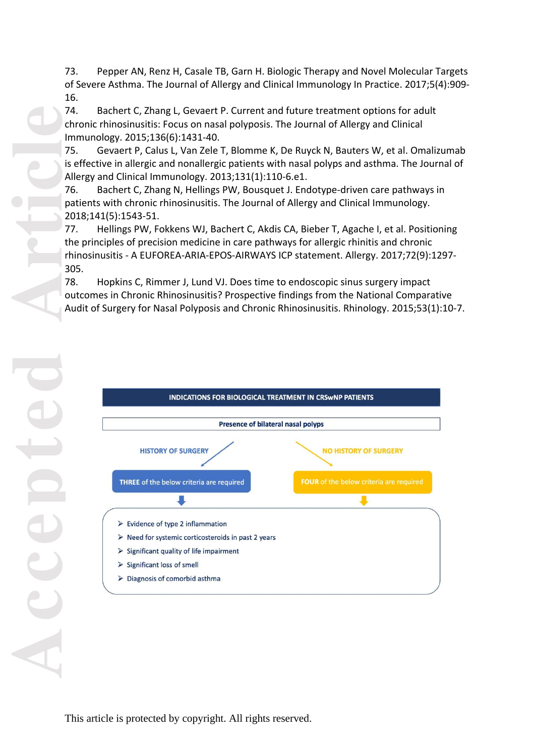73. Pepper AN, Renz H, Casale TB, Garn H. Biologic Therapy and Novel Molecular Targets of Severe Asthma. The Journal of Allergy and Clinical Immunology In Practice. 2017;5(4):909-16.

74. Bachert C, Zhang L, Gevaert P. Current and future treatment options for adult chronic rhinosinusitis: Focus on nasal polyposis. The Journal of Allergy and Clinical Immunology. 2015;136(6):1431-40.

75. Gevaert P, Calus L, Van Zele T, Blomme K, De Ruyck N, Bauters W, et al. Omalizumab is effective in allergic and nonallergic patients with nasal polyps and asthma. The Journal of Allergy and Clinical Immunology. 2013;131(1):110-6.e1.

76. Bachert C, Zhang N, Hellings PW, Bousquet J. Endotype-driven care pathways in patients with chronic rhinosinusitis. The Journal of Allergy and Clinical Immunology. 2018;141(5):1543-51.

77. Hellings PW, Fokkens WJ, Bachert C, Akdis CA, Bieber T, Agache I, et al. Positioning the principles of precision medicine in care pathways for allergic rhinitis and chronic rhinosinusitis - A EUFOREA-ARIA-EPOS-AIRWAYS ICP statement. Allergy. 2017;72(9):1297-305.

78. Hopkins C, Rimmer J, Lund VJ. Does time to endoscopic sinus surgery impact outcomes in Chronic Rhinosinusitis? Prospective findings from the National Comparative Audit of Surgery for Nasal Polyposis and Chronic Rhinosinusitis. Rhinology. 2015;53(1):10-7.

**INDICATIONS FOR BIOLOGICAL TREATMENT IN CRSwNP PATIENTS**

**Presence of bilateral nasal polyps**

| HISTORY OF SURGERY | NO HISTORY OF SURGERY |
|---|---|
| **THREE** of the below criteria are required | **FOUR** of the below criteria are required |

- Evidence of type 2 inflammation
- Need for systemic corticosteroids in past 2 years
- Significant quality of life impairment
- Significant loss of smell
- Diagnosis of comorbid asthma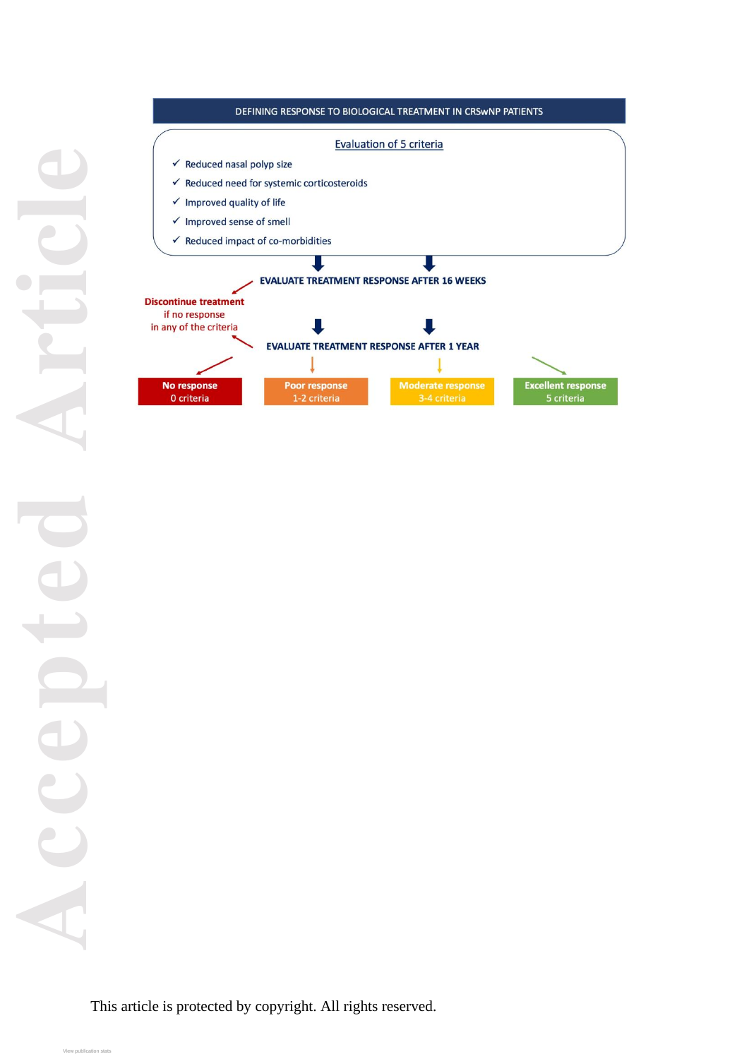DEFINING RESPONSE TO BIOLOGICAL TREATMENT IN CRSwNP PATIENTS

Evaluation of 5 criteria

- ✓ Reduced nasal polyp size
- ✓ Reduced need for systemic corticosteroids
- ✓ Improved quality of life
- ✓ Improved sense of smell
- ✓ Reduced impact of co-morbidities

EVALUATE TREATMENT RESPONSE AFTER 16 WEEKS

**Discontinue treatment** if no response in any of the criteria

EVALUATE TREATMENT RESPONSE AFTER 1 YEAR

**No response** 0 criteria

**Poor response** 1-2 criteria

**Moderate response** 3-4 criteria

**Excellent response** 5 criteria